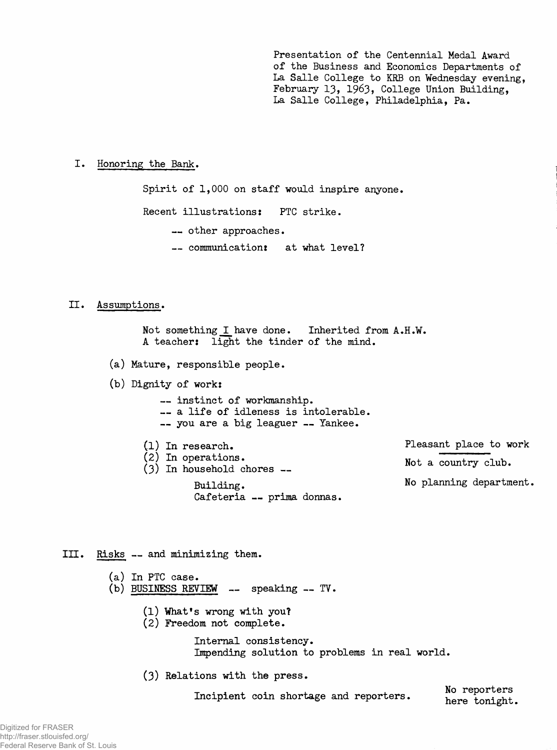Presentation of the Centennial Medal Award of the Business and Economics Departments of La Salle College to KRB on Wednesday evening, February 13, 1963, College Union Building, La Salle College, Philadelphia, Pa.

I. Honoring the Bank.

Spirit of 1,000 on staff would inspire anyone.

Recent illustrations: PTC strike.

-- other approaches.

-- communication: at what level?

II. Assumptions.

Not something *I* have done. Inherited from A.H.W.
A teacher: light the tinder of the mind.

(a) Mature, responsible people.

(b) Dignity of work:

-- instinct of workmanship.
-- a life of idleness is intolerable.
-- you are a big leaguer -- Yankee.

(1) In research.
(2) In operations.
(3) In household chores --

Building.
Cafeteria -- prima donnas.

Pleasant place to work

Not a country club.

No planning department.

III. Risks -- and minimizing them.

(a) In PTC case.
(b) BUSINESS REVIEW -- speaking -- TV.

(1) What's wrong with you?
(2) Freedom not complete.

Internal consistency.
Impending solution to problems in real world.

(3) Relations with the press.

Incipient coin shortage and reporters.

No reporters here tonight.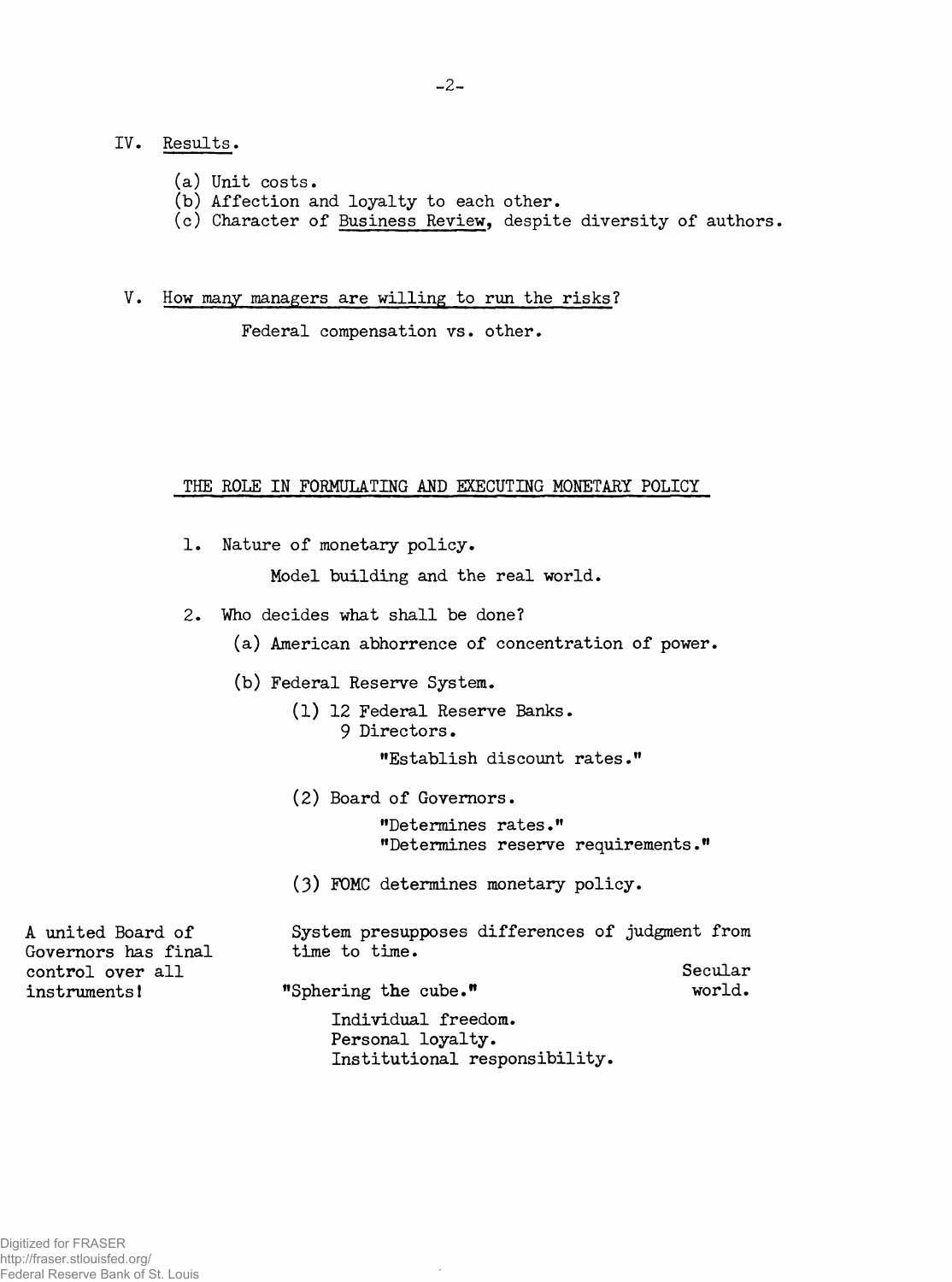IV. Results.

(a) Unit costs.
(b) Affection and loyalty to each other.
(c) Character of Business Review, despite diversity of authors.

V. How many managers are willing to run the risks?

Federal compensation vs. other.

## THE ROLE IN FORMULATING AND EXECUTING MONETARY POLICY

1. Nature of monetary policy.

   Model building and the real world.

2. Who decides what shall be done?

   (a) American abhorrence of concentration of power.

   (b) Federal Reserve System.

   (1) 12 Federal Reserve Banks.
   9 Directors.

   "Establish discount rates."

   (2) Board of Governors.

   "Determines rates."
   "Determines reserve requirements."

   (3) FOMC determines monetary policy.

A united Board of Governors has final control over all instruments!

System presupposes differences of judgment from time to time.

"Sphering the cube."

Secular world.

Individual freedom.
Personal loyalty.
Institutional responsibility.